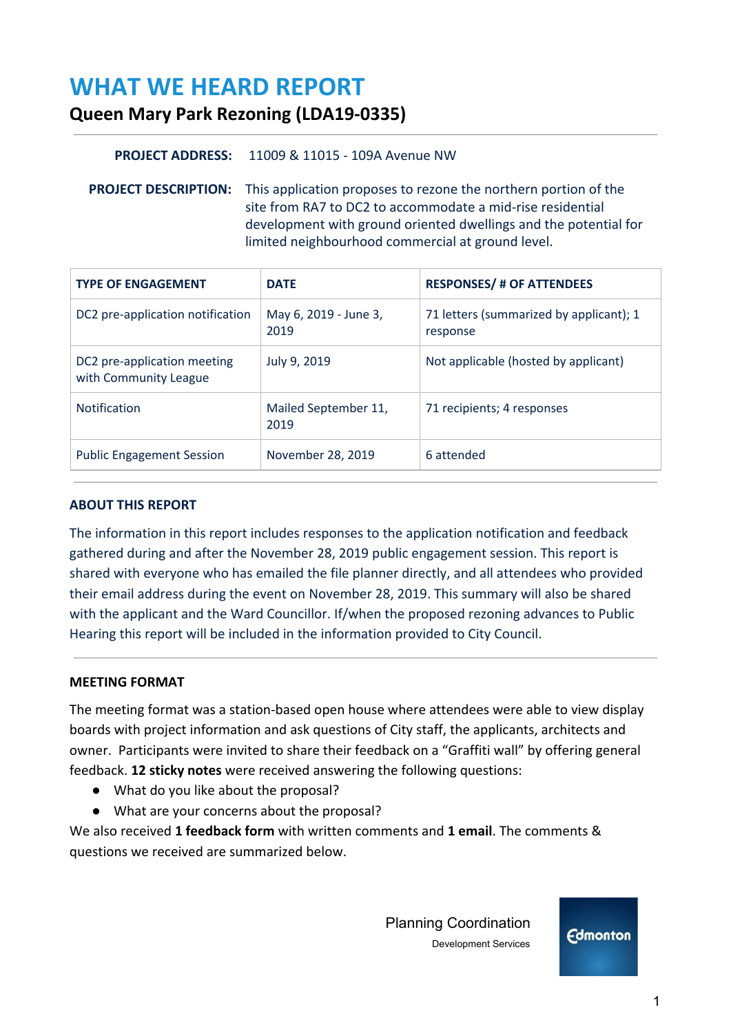# WHAT WE HEARD REPORT

## Queen Mary Park Rezoning (LDA19-0335)

**PROJECT ADDRESS:** 11009 & 11015 - 109A Avenue NW

**PROJECT DESCRIPTION:** This application proposes to rezone the northern portion of the site from RA7 to DC2 to accommodate a mid-rise residential development with ground oriented dwellings and the potential for limited neighbourhood commercial at ground level.

| TYPE OF ENGAGEMENT | DATE | RESPONSES/ # OF ATTENDEES |
|---|---|---|
| DC2 pre-application notification | May 6, 2019 - June 3, 2019 | 71 letters (summarized by applicant); 1 response |
| DC2 pre-application meeting with Community League | July 9, 2019 | Not applicable (hosted by applicant) |
| Notification | Mailed September 11, 2019 | 71 recipients; 4 responses |
| Public Engagement Session | November 28, 2019 | 6 attended |

### ABOUT THIS REPORT

The information in this report includes responses to the application notification and feedback gathered during and after the November 28, 2019 public engagement session. This report is shared with everyone who has emailed the file planner directly, and all attendees who provided their email address during the event on November 28, 2019. This summary will also be shared with the applicant and the Ward Councillor. If/when the proposed rezoning advances to Public Hearing this report will be included in the information provided to City Council.

### MEETING FORMAT

The meeting format was a station-based open house where attendees were able to view display boards with project information and ask questions of City staff, the applicants, architects and owner. Participants were invited to share their feedback on a "Graffiti wall" by offering general feedback. **12 sticky notes** were received answering the following questions:

- What do you like about the proposal?
- What are your concerns about the proposal?

We also received **1 feedback form** with written comments and **1 email**. The comments & questions we received are summarized below.

Planning Coordination
Development Services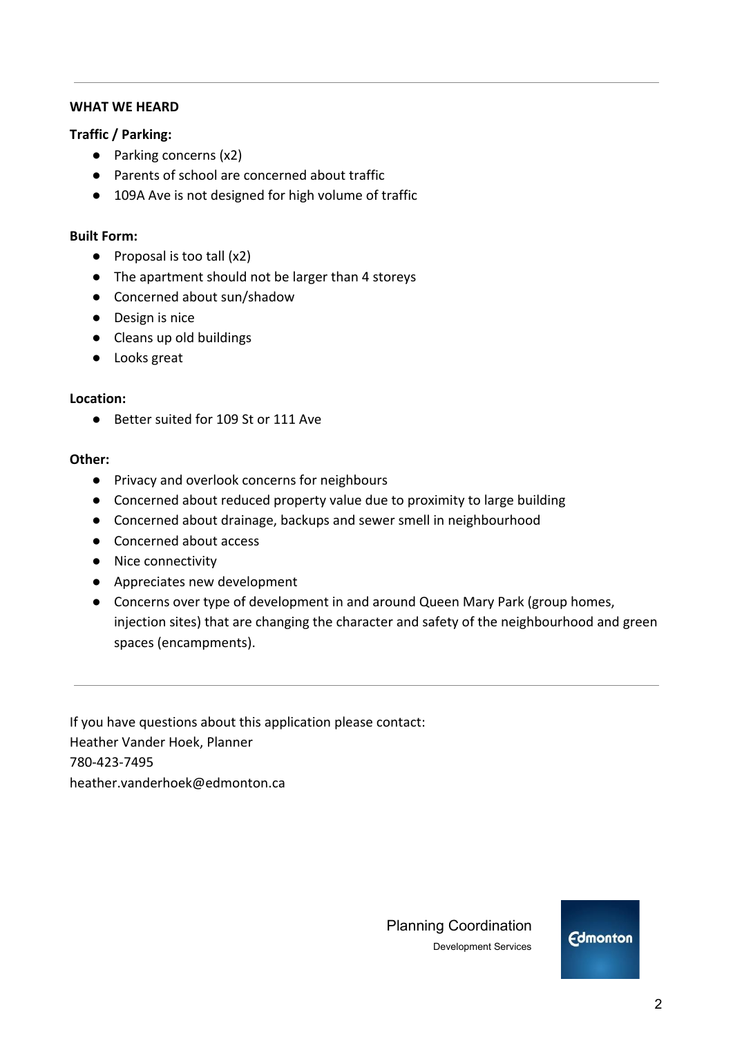---

**WHAT WE HEARD**

**Traffic / Parking:**

- Parking concerns (x2)
- Parents of school are concerned about traffic
- 109A Ave is not designed for high volume of traffic

**Built Form:**

- Proposal is too tall (x2)
- The apartment should not be larger than 4 storeys
- Concerned about sun/shadow
- Design is nice
- Cleans up old buildings
- Looks great

**Location:**

- Better suited for 109 St or 111 Ave

**Other:**

- Privacy and overlook concerns for neighbours
- Concerned about reduced property value due to proximity to large building
- Concerned about drainage, backups and sewer smell in neighbourhood
- Concerned about access
- Nice connectivity
- Appreciates new development
- Concerns over type of development in and around Queen Mary Park (group homes, injection sites) that are changing the character and safety of the neighbourhood and green spaces (encampments).

---

If you have questions about this application please contact:
Heather Vander Hoek, Planner
780-423-7495
heather.vanderhoek@edmonton.ca

Planning Coordination
Development Services

Edmonton